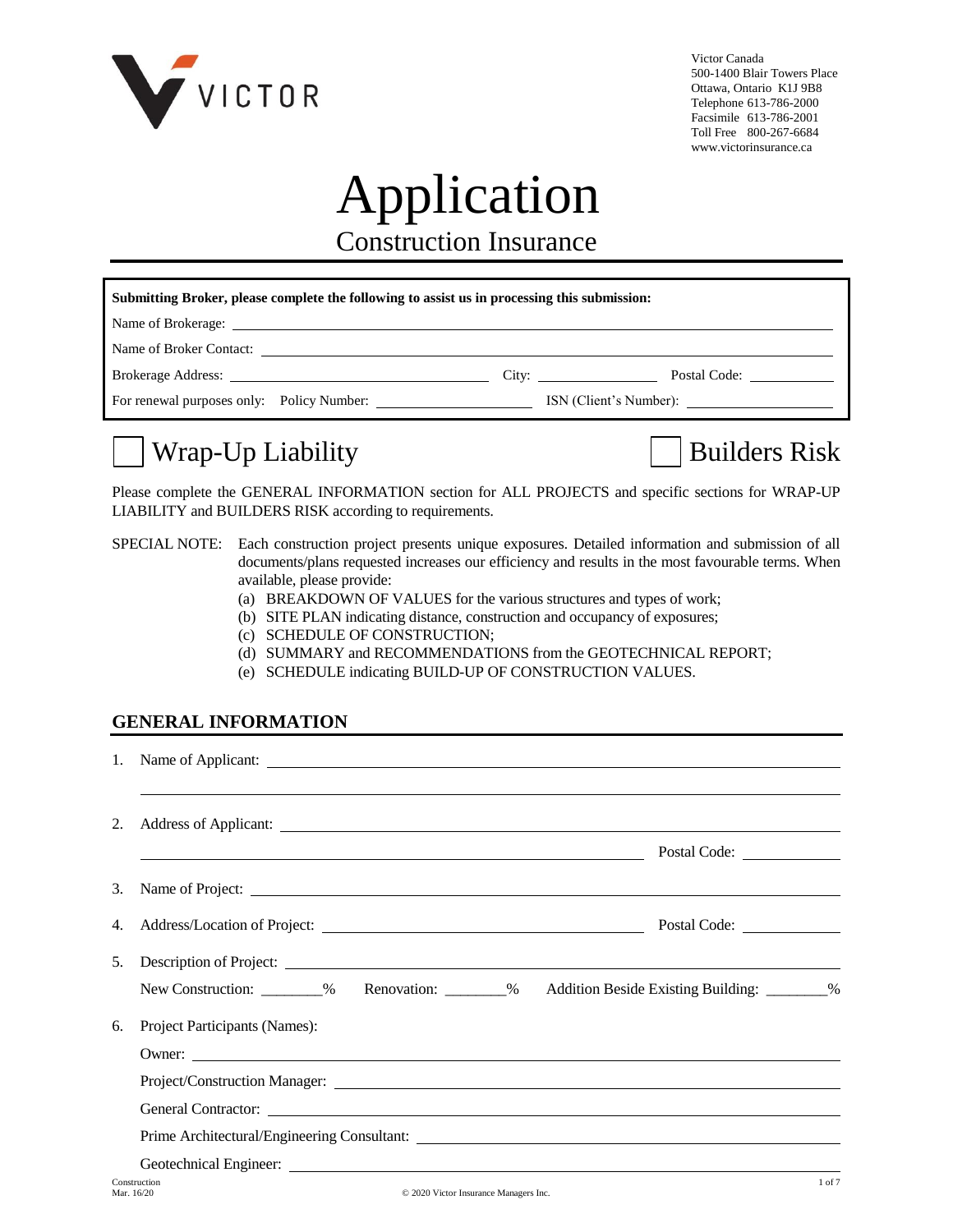VICTOR

Victor Canada
500-1400 Blair Towers Place
Ottawa, Ontario K1J 9B8
Telephone 613-786-2000
Facsimile 613-786-2001
Toll Free 800-267-6684
www.victorinsurance.ca

# Application

## Construction Insurance

**Submitting Broker, please complete the following to assist us in processing this submission:**

Name of Brokerage: ______________________________

Name of Broker Contact: ______________________________

Brokerage Address: ______________________________ City: ______________ Postal Code: __________

For renewal purposes only: Policy Number: __________________ ISN (Client's Number): __________________

☐ Wrap-Up Liability ☐ Builders Risk

Please complete the GENERAL INFORMATION section for ALL PROJECTS and specific sections for WRAP-UP LIABILITY and BUILDERS RISK according to requirements.

SPECIAL NOTE: Each construction project presents unique exposures. Detailed information and submission of all documents/plans requested increases our efficiency and results in the most favourable terms. When available, please provide:

(a) BREAKDOWN OF VALUES for the various structures and types of work;
(b) SITE PLAN indicating distance, construction and occupancy of exposures;
(c) SCHEDULE OF CONSTRUCTION;
(d) SUMMARY and RECOMMENDATIONS from the GEOTECHNICAL REPORT;
(e) SCHEDULE indicating BUILD-UP OF CONSTRUCTION VALUES.

## GENERAL INFORMATION

1. Name of Applicant: ______________________________

2. Address of Applicant: ______________________________ Postal Code: __________

3. Name of Project: ______________________________

4. Address/Location of Project: ______________________________ Postal Code: __________

5. Description of Project: ______________________________

   New Construction: ________% Renovation: ________% Addition Beside Existing Building: ________%

6. Project Participants (Names):

   Owner: ______________________________

   Project/Construction Manager: ______________________________

   General Contractor: ______________________________

   Prime Architectural/Engineering Consultant: ______________________________

   Geotechnical Engineer: ______________________________

Construction
Mar. 16/20

© 2020 Victor Insurance Managers Inc.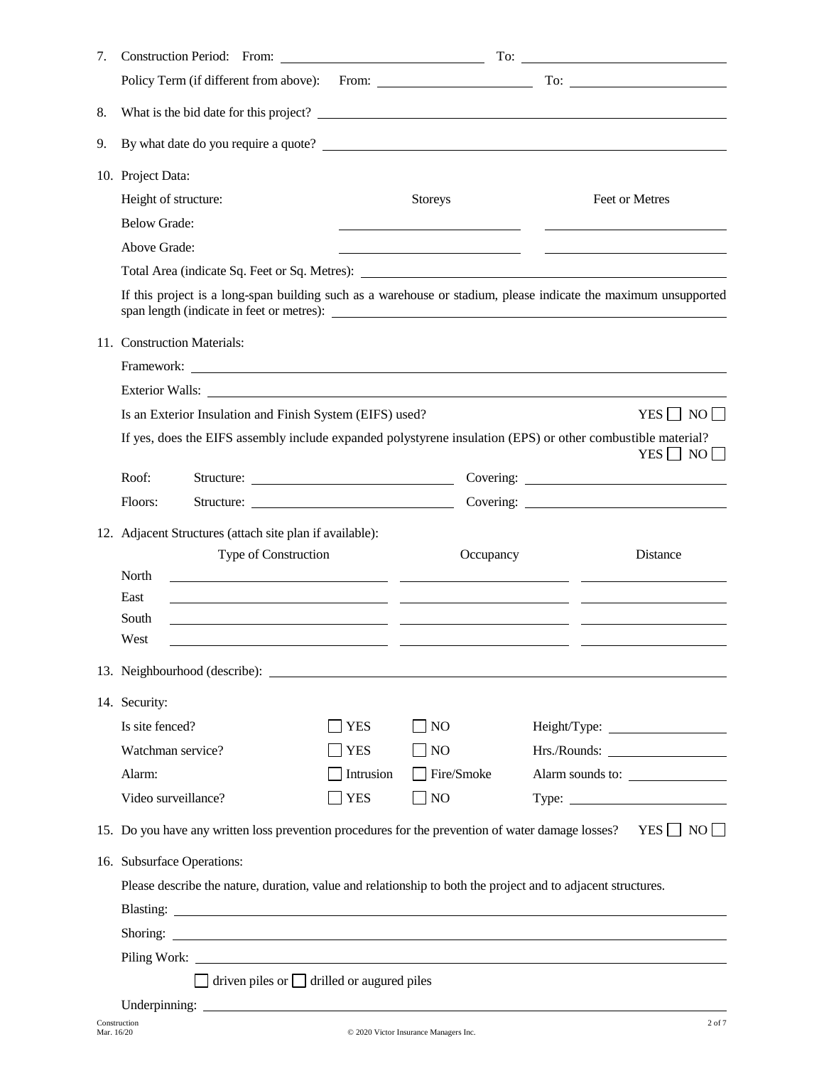7. Construction Period: From: ______________________ To: ______________________

   Policy Term (if different from above): From: ______________________ To: ______________________

8. What is the bid date for this project? ______________________

9. By what date do you require a quote? ______________________

10. Project Data:

| Height of structure: | Storeys | Feet or Metres |
|---|---|---|
| Below Grade: | | |
| Above Grade: | | |

    Total Area (indicate Sq. Feet or Sq. Metres): ______________________

    If this project is a long-span building such as a warehouse or stadium, please indicate the maximum unsupported span length (indicate in feet or metres): ______________________

11. Construction Materials:

    Framework: ______________________

    Exterior Walls: ______________________

    Is an Exterior Insulation and Finish System (EIFS) used? YES ☐ NO ☐

    If yes, does the EIFS assembly include expanded polystyrene insulation (EPS) or other combustible material? YES ☐ NO ☐

    Roof: Structure: ______________________ Covering: ______________________

    Floors: Structure: ______________________ Covering: ______________________

12. Adjacent Structures (attach site plan if available):

| | Type of Construction | Occupancy | Distance |
|---|---|---|---|
| North | | | |
| East | | | |
| South | | | |
| West | | | |

13. Neighbourhood (describe): ______________________

14. Security:

| | | | |
|---|---|---|---|
| Is site fenced? | ☐ YES | ☐ NO | Height/Type: |
| Watchman service? | ☐ YES | ☐ NO | Hrs./Rounds: |
| Alarm: | ☐ Intrusion | ☐ Fire/Smoke | Alarm sounds to: |
| Video surveillance? | ☐ YES | ☐ NO | Type: |

15. Do you have any written loss prevention procedures for the prevention of water damage losses? YES ☐ NO ☐

16. Subsurface Operations:

    Please describe the nature, duration, value and relationship to both the project and to adjacent structures.

    Blasting: ______________________

    Shoring: ______________________

    Piling Work: ______________________

    ☐ driven piles or ☐ drilled or augured piles

    Underpinning: ______________________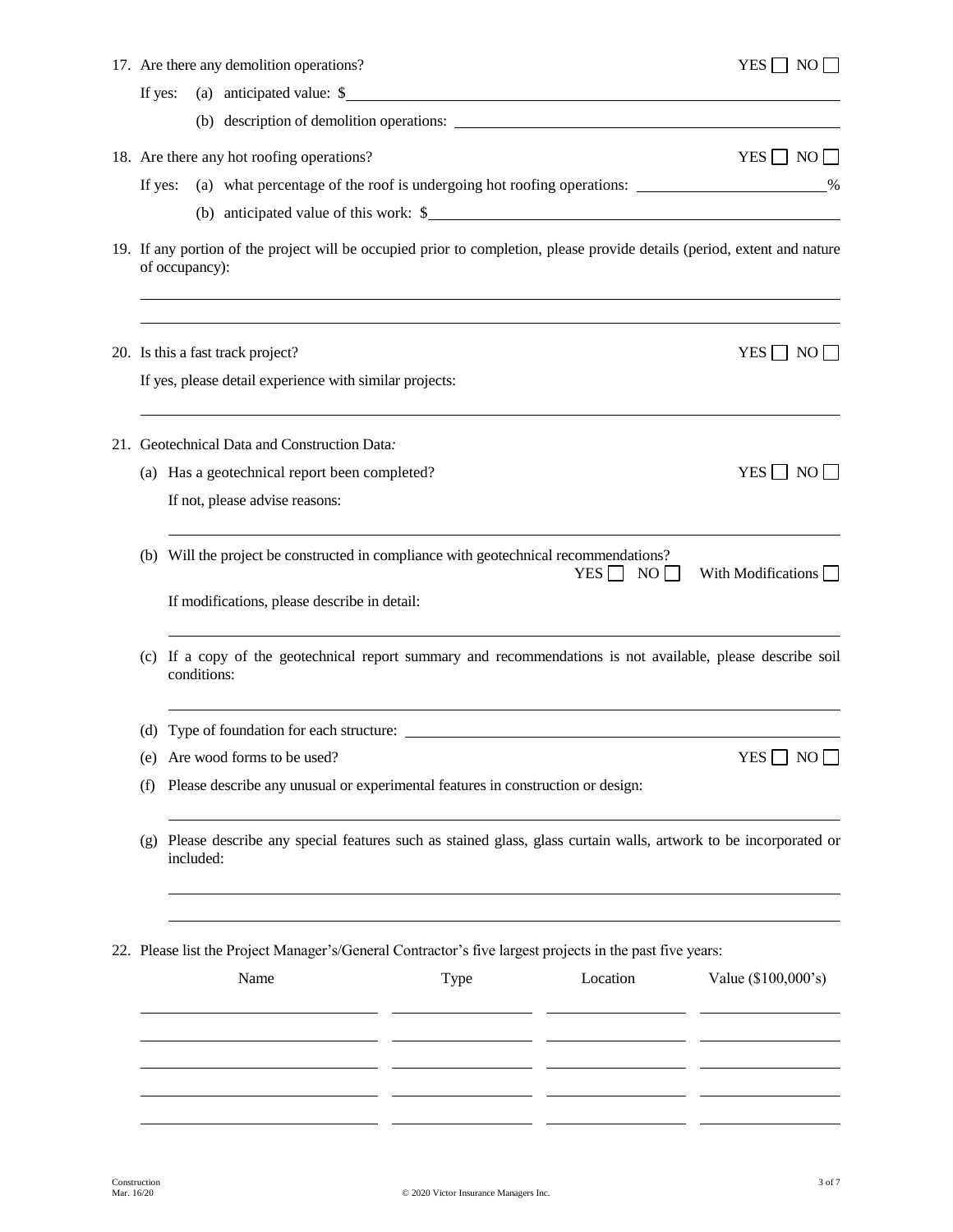17. Are there any demolition operations? YES ☐ NO ☐

    If yes: (a) anticipated value: $\_\_\_\_\_\_\_\_\_\_\_\_\_\_\_\_\_\_\_\_

    (b) description of demolition operations: \_\_\_\_\_\_\_\_\_\_\_\_\_\_\_\_\_\_\_\_

18. Are there any hot roofing operations? YES ☐ NO ☐

    If yes: (a) what percentage of the roof is undergoing hot roofing operations: \_\_\_\_\_\_\_\_\_\_\_\_%

    (b) anticipated value of this work: $\_\_\_\_\_\_\_\_\_\_\_\_\_\_\_\_\_\_\_\_

19. If any portion of the project will be occupied prior to completion, please provide details (period, extent and nature of occupancy):

    \_\_\_\_\_\_\_\_\_\_\_\_\_\_\_\_\_\_\_\_\_\_\_\_\_\_\_\_\_\_\_\_\_\_\_\_\_\_\_\_

    \_\_\_\_\_\_\_\_\_\_\_\_\_\_\_\_\_\_\_\_\_\_\_\_\_\_\_\_\_\_\_\_\_\_\_\_\_\_\_\_

20. Is this a fast track project? YES ☐ NO ☐

    If yes, please detail experience with similar projects:

    \_\_\_\_\_\_\_\_\_\_\_\_\_\_\_\_\_\_\_\_\_\_\_\_\_\_\_\_\_\_\_\_\_\_\_\_\_\_\_\_

21. Geotechnical Data and Construction Data*:*

    (a) Has a geotechnical report been completed? YES ☐ NO ☐

    If not, please advise reasons:

    \_\_\_\_\_\_\_\_\_\_\_\_\_\_\_\_\_\_\_\_\_\_\_\_\_\_\_\_\_\_\_\_\_\_\_\_\_\_\_\_

    (b) Will the project be constructed in compliance with geotechnical recommendations? YES ☐ NO ☐ With Modifications ☐

    If modifications, please describe in detail:

    \_\_\_\_\_\_\_\_\_\_\_\_\_\_\_\_\_\_\_\_\_\_\_\_\_\_\_\_\_\_\_\_\_\_\_\_\_\_\_\_

    (c) If a copy of the geotechnical report summary and recommendations is not available, please describe soil conditions:

    \_\_\_\_\_\_\_\_\_\_\_\_\_\_\_\_\_\_\_\_\_\_\_\_\_\_\_\_\_\_\_\_\_\_\_\_\_\_\_\_

    (d) Type of foundation for each structure: \_\_\_\_\_\_\_\_\_\_\_\_\_\_\_\_\_\_\_\_

    (e) Are wood forms to be used? YES ☐ NO ☐

    (f) Please describe any unusual or experimental features in construction or design:

    \_\_\_\_\_\_\_\_\_\_\_\_\_\_\_\_\_\_\_\_\_\_\_\_\_\_\_\_\_\_\_\_\_\_\_\_\_\_\_\_

    (g) Please describe any special features such as stained glass, glass curtain walls, artwork to be incorporated or included:

    \_\_\_\_\_\_\_\_\_\_\_\_\_\_\_\_\_\_\_\_\_\_\_\_\_\_\_\_\_\_\_\_\_\_\_\_\_\_\_\_

    \_\_\_\_\_\_\_\_\_\_\_\_\_\_\_\_\_\_\_\_\_\_\_\_\_\_\_\_\_\_\_\_\_\_\_\_\_\_\_\_

22. Please list the Project Manager's/General Contractor's five largest projects in the past five years:

| Name | Type | Location | Value ($100,000's) |
|---|---|---|---|
| | | | |
| | | | |
| | | | |
| | | | |
| | | | |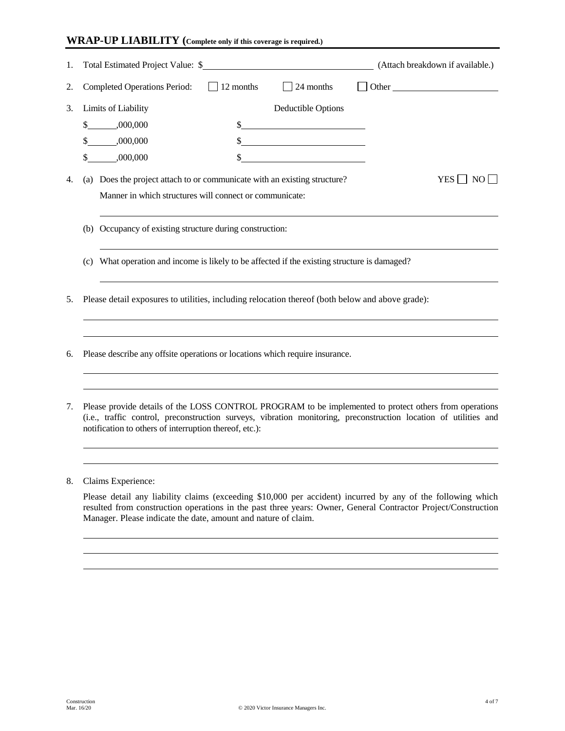## WRAP-UP LIABILITY (**Complete only if this coverage is required.**)

1. Total Estimated Project Value: $\_\_\_\_\_\_\_\_\_\_\_\_\_\_\_\_\_\_\_\_\_\_\_\_ (Attach breakdown if available.)

2. Completed Operations Period: ☐ 12 months ☐ 24 months ☐ Other \_\_\_\_\_\_\_\_\_\_\_\_\_\_\_\_\_\_

3. Limits of Liability / Deductible Options

| Limits of Liability | Deductible Options |
|---|---|
| $\_\_\_\_\_\_,000,000 | $\_\_\_\_\_\_\_\_\_\_\_\_\_\_\_\_\_\_\_\_ |
| $\_\_\_\_\_\_,000,000 | $\_\_\_\_\_\_\_\_\_\_\_\_\_\_\_\_\_\_\_\_ |
| $\_\_\_\_\_\_,000,000 | $\_\_\_\_\_\_\_\_\_\_\_\_\_\_\_\_\_\_\_\_ |

4. (a) Does the project attach to or communicate with an existing structure? YES ☐ NO ☐

   Manner in which structures will connect or communicate:

   \_\_\_\_\_\_\_\_\_\_\_\_\_\_\_\_\_\_\_\_\_\_\_\_\_\_\_\_\_\_\_\_\_\_\_\_\_\_\_\_

   (b) Occupancy of existing structure during construction:

   \_\_\_\_\_\_\_\_\_\_\_\_\_\_\_\_\_\_\_\_\_\_\_\_\_\_\_\_\_\_\_\_\_\_\_\_\_\_\_\_

   (c) What operation and income is likely to be affected if the existing structure is damaged?

   \_\_\_\_\_\_\_\_\_\_\_\_\_\_\_\_\_\_\_\_\_\_\_\_\_\_\_\_\_\_\_\_\_\_\_\_\_\_\_\_

5. Please detail exposures to utilities, including relocation thereof (both below and above grade):

   \_\_\_\_\_\_\_\_\_\_\_\_\_\_\_\_\_\_\_\_\_\_\_\_\_\_\_\_\_\_\_\_\_\_\_\_\_\_\_\_

   \_\_\_\_\_\_\_\_\_\_\_\_\_\_\_\_\_\_\_\_\_\_\_\_\_\_\_\_\_\_\_\_\_\_\_\_\_\_\_\_

6. Please describe any offsite operations or locations which require insurance.

   \_\_\_\_\_\_\_\_\_\_\_\_\_\_\_\_\_\_\_\_\_\_\_\_\_\_\_\_\_\_\_\_\_\_\_\_\_\_\_\_

   \_\_\_\_\_\_\_\_\_\_\_\_\_\_\_\_\_\_\_\_\_\_\_\_\_\_\_\_\_\_\_\_\_\_\_\_\_\_\_\_

7. Please provide details of the LOSS CONTROL PROGRAM to be implemented to protect others from operations (i.e., traffic control, preconstruction surveys, vibration monitoring, preconstruction location of utilities and notification to others of interruption thereof, etc.):

   \_\_\_\_\_\_\_\_\_\_\_\_\_\_\_\_\_\_\_\_\_\_\_\_\_\_\_\_\_\_\_\_\_\_\_\_\_\_\_\_

   \_\_\_\_\_\_\_\_\_\_\_\_\_\_\_\_\_\_\_\_\_\_\_\_\_\_\_\_\_\_\_\_\_\_\_\_\_\_\_\_

8. Claims Experience:

   Please detail any liability claims (exceeding $10,000 per accident) incurred by any of the following which resulted from construction operations in the past three years: Owner, General Contractor Project/Construction Manager. Please indicate the date, amount and nature of claim.

   \_\_\_\_\_\_\_\_\_\_\_\_\_\_\_\_\_\_\_\_\_\_\_\_\_\_\_\_\_\_\_\_\_\_\_\_\_\_\_\_

   \_\_\_\_\_\_\_\_\_\_\_\_\_\_\_\_\_\_\_\_\_\_\_\_\_\_\_\_\_\_\_\_\_\_\_\_\_\_\_\_

   \_\_\_\_\_\_\_\_\_\_\_\_\_\_\_\_\_\_\_\_\_\_\_\_\_\_\_\_\_\_\_\_\_\_\_\_\_\_\_\_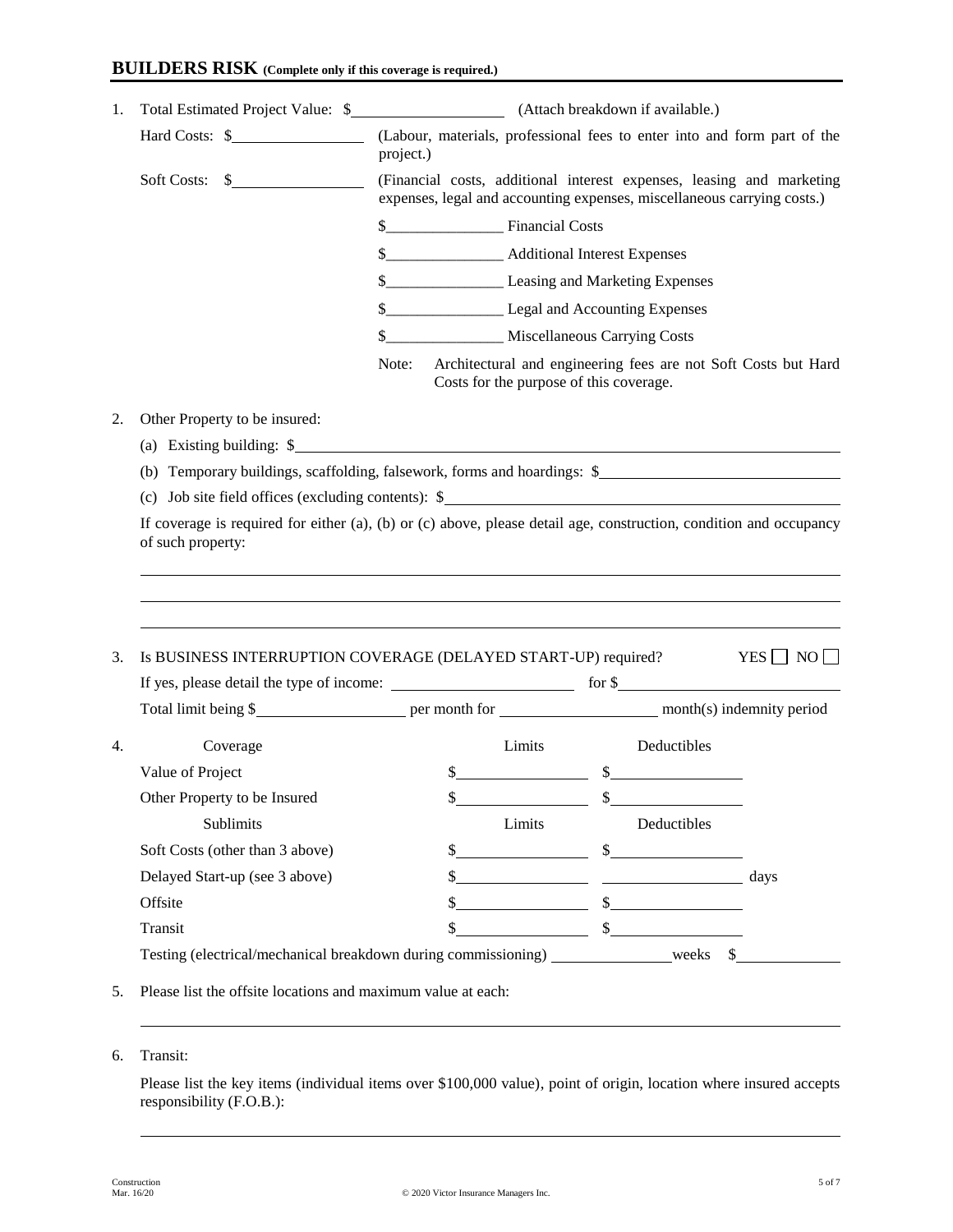## BUILDERS RISK **(Complete only if this coverage is required.)**

1. Total Estimated Project Value: $\_\_\_\_\_\_\_\_\_\_\_\_\_\_\_\_\_\_\_\_ (Attach breakdown if available.)

   Hard Costs: $\_\_\_\_\_\_\_\_\_\_\_\_\_\_\_\_\_\_ (Labour, materials, professional fees to enter into and form part of the project.)

   Soft Costs: $\_\_\_\_\_\_\_\_\_\_\_\_\_\_\_\_\_\_ (Financial costs, additional interest expenses, leasing and marketing expenses, legal and accounting expenses, miscellaneous carrying costs.)

   $\_\_\_\_\_\_\_\_\_\_\_\_\_\_\_\_ Financial Costs

   $\_\_\_\_\_\_\_\_\_\_\_\_\_\_\_\_ Additional Interest Expenses

   $\_\_\_\_\_\_\_\_\_\_\_\_\_\_\_\_ Leasing and Marketing Expenses

   $\_\_\_\_\_\_\_\_\_\_\_\_\_\_\_\_ Legal and Accounting Expenses

   $\_\_\_\_\_\_\_\_\_\_\_\_\_\_\_\_ Miscellaneous Carrying Costs

   Note: Architectural and engineering fees are not Soft Costs but Hard Costs for the purpose of this coverage.

2. Other Property to be insured:

   (a) Existing building: $\_\_\_\_\_\_\_\_\_\_\_\_\_\_\_\_\_\_\_\_\_\_\_\_\_\_\_\_\_\_\_\_\_\_\_\_\_\_\_\_

   (b) Temporary buildings, scaffolding, falsework, forms and hoardings: $\_\_\_\_\_\_\_\_\_\_\_\_\_\_\_\_\_\_\_\_\_\_\_\_\_\_\_\_

   (c) Job site field offices (excluding contents): $\_\_\_\_\_\_\_\_\_\_\_\_\_\_\_\_\_\_\_\_\_\_\_\_\_\_\_\_\_\_\_\_

   If coverage is required for either (a), (b) or (c) above, please detail age, construction, condition and occupancy of such property:

   \_\_\_\_\_\_\_\_\_\_\_\_\_\_\_\_\_\_\_\_\_\_\_\_\_\_\_\_\_\_\_\_\_\_\_\_\_\_\_\_\_\_\_\_\_\_\_\_\_\_\_\_\_\_\_\_\_\_\_\_

   \_\_\_\_\_\_\_\_\_\_\_\_\_\_\_\_\_\_\_\_\_\_\_\_\_\_\_\_\_\_\_\_\_\_\_\_\_\_\_\_\_\_\_\_\_\_\_\_\_\_\_\_\_\_\_\_\_\_\_\_

   \_\_\_\_\_\_\_\_\_\_\_\_\_\_\_\_\_\_\_\_\_\_\_\_\_\_\_\_\_\_\_\_\_\_\_\_\_\_\_\_\_\_\_\_\_\_\_\_\_\_\_\_\_\_\_\_\_\_\_\_

3. Is BUSINESS INTERRUPTION COVERAGE (DELAYED START-UP) required? YES ☐ NO ☐

   If yes, please detail the type of income: \_\_\_\_\_\_\_\_\_\_\_\_\_\_\_\_\_\_\_\_\_\_\_\_ for $\_\_\_\_\_\_\_\_\_\_\_\_\_\_\_\_\_\_\_\_\_\_\_\_

   Total limit being $\_\_\_\_\_\_\_\_\_\_\_\_\_\_\_\_\_\_\_\_ per month for \_\_\_\_\_\_\_\_\_\_\_\_\_\_\_\_\_\_\_\_ month(s) indemnity period

4. 

| Coverage | Limits | Deductibles |
|---|---|---|
| Value of Project | $ | $ |
| Other Property to be Insured | $ | $ |
| **Sublimits** | **Limits** | **Deductibles** |
| Soft Costs (other than 3 above) | $ | $ |
| Delayed Start-up (see 3 above) | $ | days |
| Offsite | $ | $ |
| Transit | $ | $ |

   Testing (electrical/mechanical breakdown during commissioning) \_\_\_\_\_\_\_\_\_\_\_\_\_\_\_\_ weeks $\_\_\_\_\_\_\_\_\_\_\_\_\_\_

5. Please list the offsite locations and maximum value at each:

   \_\_\_\_\_\_\_\_\_\_\_\_\_\_\_\_\_\_\_\_\_\_\_\_\_\_\_\_\_\_\_\_\_\_\_\_\_\_\_\_\_\_\_\_\_\_\_\_\_\_\_\_\_\_\_\_\_\_\_\_

6. Transit:

   Please list the key items (individual items over $100,000 value), point of origin, location where insured accepts responsibility (F.O.B.):

   \_\_\_\_\_\_\_\_\_\_\_\_\_\_\_\_\_\_\_\_\_\_\_\_\_\_\_\_\_\_\_\_\_\_\_\_\_\_\_\_\_\_\_\_\_\_\_\_\_\_\_\_\_\_\_\_\_\_\_\_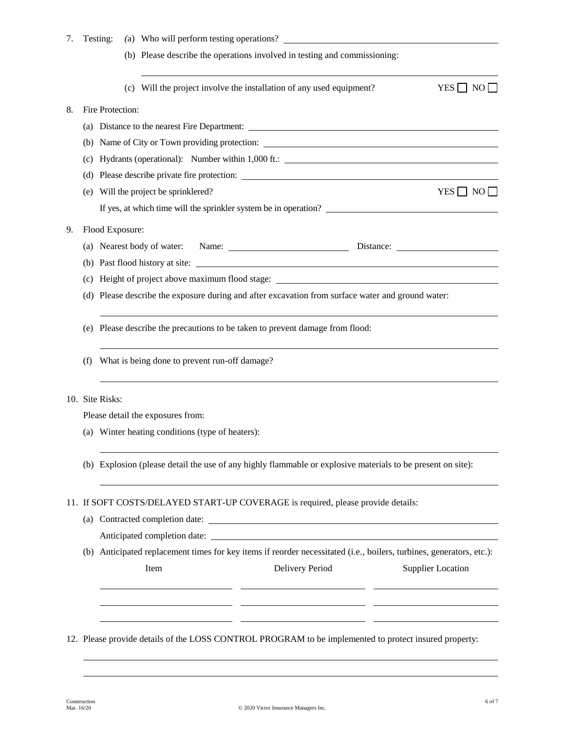7. Testing: (a) Who will perform testing operations? ______________________

   (b) Please describe the operations involved in testing and commissioning:

   ______________________

   (c) Will the project involve the installation of any used equipment? YES ☐ NO ☐

8. Fire Protection:

   (a) Distance to the nearest Fire Department: ______________________

   (b) Name of City or Town providing protection: ______________________

   (c) Hydrants (operational): Number within 1,000 ft.: ______________________

   (d) Please describe private fire protection: ______________________

   (e) Will the project be sprinklered? YES ☐ NO ☐

   If yes, at which time will the sprinkler system be in operation? ______________________

9. Flood Exposure:

   (a) Nearest body of water: Name: ______________ Distance: ______________

   (b) Past flood history at site: ______________________

   (c) Height of project above maximum flood stage: ______________________

   (d) Please describe the exposure during and after excavation from surface water and ground water:

   ______________________

   (e) Please describe the precautions to be taken to prevent damage from flood:

   ______________________

   (f) What is being done to prevent run-off damage?

   ______________________

10. Site Risks:

    Please detail the exposures from:

    (a) Winter heating conditions (type of heaters):

    ______________________

    (b) Explosion (please detail the use of any highly flammable or explosive materials to be present on site):

    ______________________

11. If SOFT COSTS/DELAYED START-UP COVERAGE is required, please provide details:

    (a) Contracted completion date: ______________________

    Anticipated completion date: ______________________

    (b) Anticipated replacement times for key items if reorder necessitated (i.e., boilers, turbines, generators, etc.):

| Item | Delivery Period | Supplier Location |
| --- | --- | --- |
| | | |
| | | |
| | | |

12. Please provide details of the LOSS CONTROL PROGRAM to be implemented to protect insured property:

    ______________________

    ______________________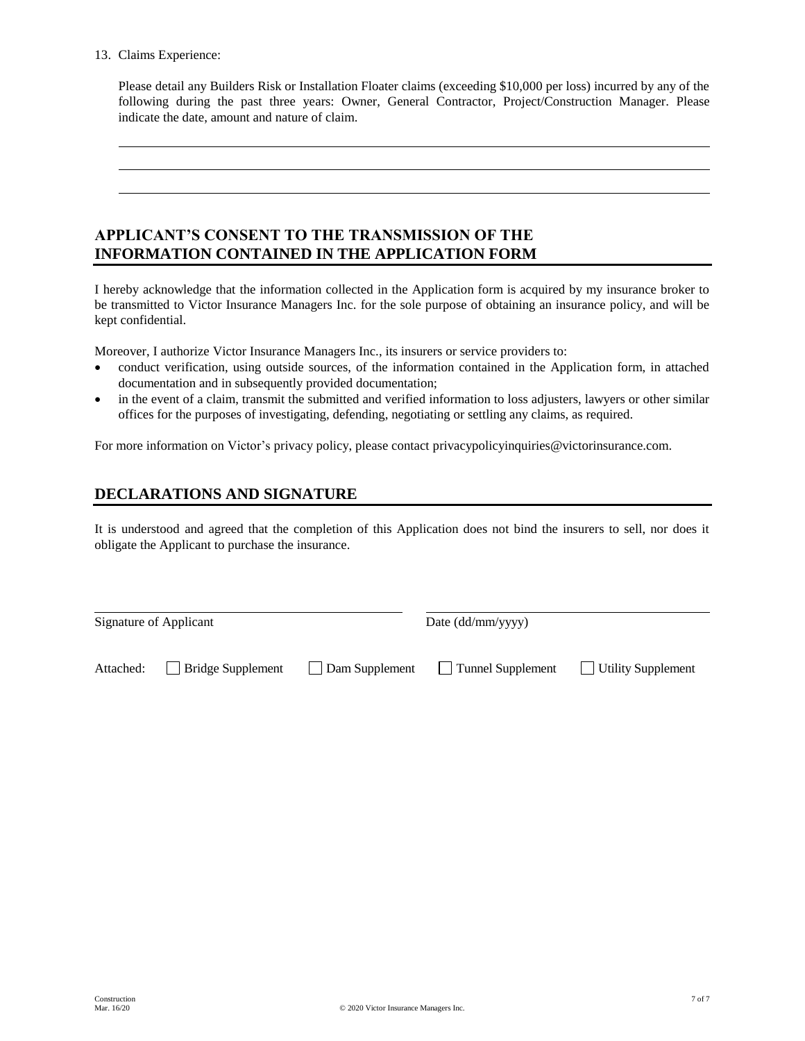13. Claims Experience:

    Please detail any Builders Risk or Installation Floater claims (exceeding $10,000 per loss) incurred by any of the following during the past three years: Owner, General Contractor, Project/Construction Manager. Please indicate the date, amount and nature of claim.

    \_\_\_\_\_\_\_\_\_\_\_\_\_\_\_\_\_\_\_\_\_\_\_\_\_\_\_\_\_\_\_\_\_\_\_\_\_\_\_\_\_\_\_\_

    \_\_\_\_\_\_\_\_\_\_\_\_\_\_\_\_\_\_\_\_\_\_\_\_\_\_\_\_\_\_\_\_\_\_\_\_\_\_\_\_\_\_\_\_

    \_\_\_\_\_\_\_\_\_\_\_\_\_\_\_\_\_\_\_\_\_\_\_\_\_\_\_\_\_\_\_\_\_\_\_\_\_\_\_\_\_\_\_\_

## APPLICANT'S CONSENT TO THE TRANSMISSION OF THE INFORMATION CONTAINED IN THE APPLICATION FORM

I hereby acknowledge that the information collected in the Application form is acquired by my insurance broker to be transmitted to Victor Insurance Managers Inc. for the sole purpose of obtaining an insurance policy, and will be kept confidential.

Moreover, I authorize Victor Insurance Managers Inc., its insurers or service providers to:

- conduct verification, using outside sources, of the information contained in the Application form, in attached documentation and in subsequently provided documentation;
- in the event of a claim, transmit the submitted and verified information to loss adjusters, lawyers or other similar offices for the purposes of investigating, defending, negotiating or settling any claims, as required.

For more information on Victor's privacy policy, please contact privacypolicyinquiries@victorinsurance.com.

## DECLARATIONS AND SIGNATURE

It is understood and agreed that the completion of this Application does not bind the insurers to sell, nor does it obligate the Applicant to purchase the insurance.

\_\_\_\_\_\_\_\_\_\_\_\_\_\_\_\_\_\_\_\_\_\_\_\_\_\_\_\_\_\_ \_\_\_\_\_\_\_\_\_\_\_\_\_\_\_\_\_\_\_\_\_\_\_\_\_\_\_\_\_\_

Signature of Applicant Date (dd/mm/yyyy)

Attached: ☐ Bridge Supplement ☐ Dam Supplement ☐ Tunnel Supplement ☐ Utility Supplement

Construction
Mar. 16/20

© 2020 Victor Insurance Managers Inc.